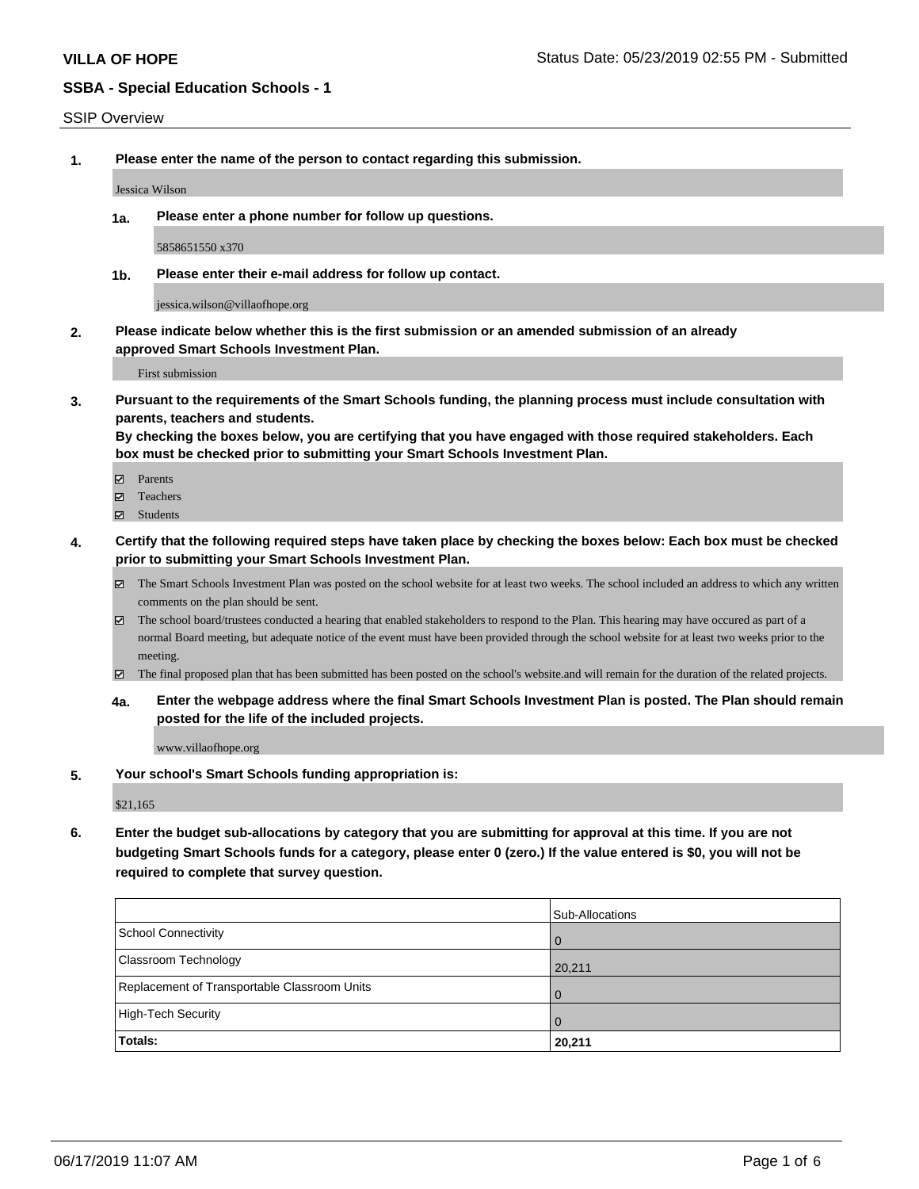**VILLA OF HOPE**

Status Date: 05/23/2019 02:55 PM - Submitted

**SSBA - Special Education Schools - 1**

SSIP Overview

1. **Please enter the name of the person to contact regarding this submission.**

   Jessica Wilson

   1a. **Please enter a phone number for follow up questions.**

   5858651550 x370

   1b. **Please enter their e-mail address for follow up contact.**

   jessica.wilson@villaofhope.org

2. **Please indicate below whether this is the first submission or an amended submission of an already approved Smart Schools Investment Plan.**

   First submission

3. **Pursuant to the requirements of the Smart Schools funding, the planning process must include consultation with parents, teachers and students.**
   **By checking the boxes below, you are certifying that you have engaged with those required stakeholders. Each box must be checked prior to submitting your Smart Schools Investment Plan.**

   - [x] Parents
   - [x] Teachers
   - [x] Students

4. **Certify that the following required steps have taken place by checking the boxes below: Each box must be checked prior to submitting your Smart Schools Investment Plan.**

   - [x] The Smart Schools Investment Plan was posted on the school website for at least two weeks. The school included an address to which any written comments on the plan should be sent.
   - [x] The school board/trustees conducted a hearing that enabled stakeholders to respond to the Plan. This hearing may have occured as part of a normal Board meeting, but adequate notice of the event must have been provided through the school website for at least two weeks prior to the meeting.
   - [x] The final proposed plan that has been submitted has been posted on the school's website.and will remain for the duration of the related projects.

   4a. **Enter the webpage address where the final Smart Schools Investment Plan is posted. The Plan should remain posted for the life of the included projects.**

   www.villaofhope.org

5. **Your school's Smart Schools funding appropriation is:**

   $21,165

6. **Enter the budget sub-allocations by category that you are submitting for approval at this time. If you are not budgeting Smart Schools funds for a category, please enter 0 (zero.) If the value entered is $0, you will not be required to complete that survey question.**

| | Sub-Allocations |
|---|---|
| School Connectivity | 0 |
| Classroom Technology | 20,211 |
| Replacement of Transportable Classroom Units | 0 |
| High-Tech Security | 0 |
| **Totals:** | **20,211** |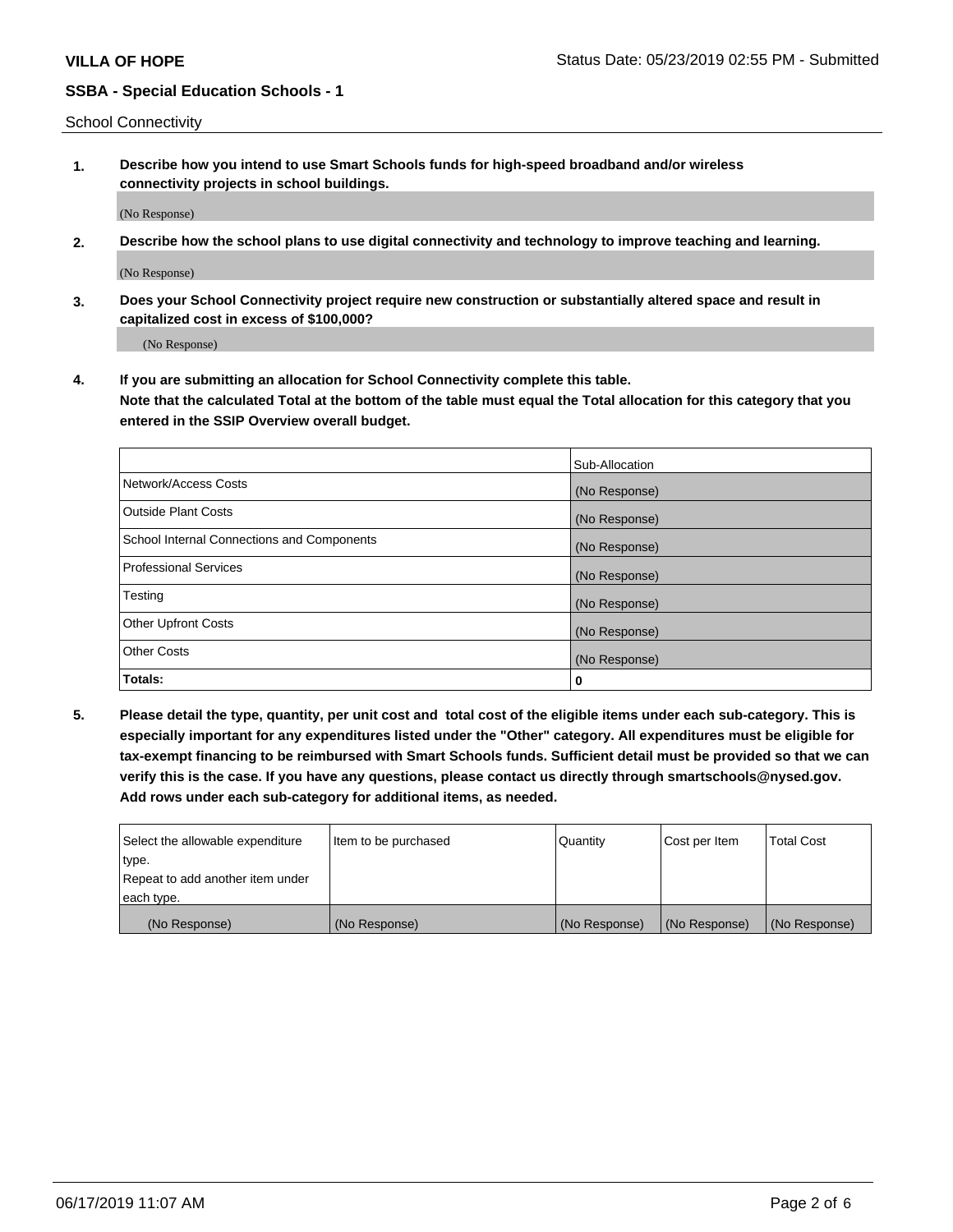School Connectivity

1. **Describe how you intend to use Smart Schools funds for high-speed broadband and/or wireless connectivity projects in school buildings.**

   (No Response)

2. **Describe how the school plans to use digital connectivity and technology to improve teaching and learning.**

   (No Response)

3. **Does your School Connectivity project require new construction or substantially altered space and result in capitalized cost in excess of $100,000?**

   (No Response)

4. **If you are submitting an allocation for School Connectivity complete this table. Note that the calculated Total at the bottom of the table must equal the Total allocation for this category that you entered in the SSIP Overview overall budget.**

| | Sub-Allocation |
|---|---|
| Network/Access Costs | (No Response) |
| Outside Plant Costs | (No Response) |
| School Internal Connections and Components | (No Response) |
| Professional Services | (No Response) |
| Testing | (No Response) |
| Other Upfront Costs | (No Response) |
| Other Costs | (No Response) |
| **Totals:** | **0** |

5. **Please detail the type, quantity, per unit cost and total cost of the eligible items under each sub-category. This is especially important for any expenditures listed under the "Other" category. All expenditures must be eligible for tax-exempt financing to be reimbursed with Smart Schools funds. Sufficient detail must be provided so that we can verify this is the case. If you have any questions, please contact us directly through smartschools@nysed.gov. Add rows under each sub-category for additional items, as needed.**

| Select the allowable expenditure type. Repeat to add another item under each type. | Item to be purchased | Quantity | Cost per Item | Total Cost |
|---|---|---|---|---|
| (No Response) | (No Response) | (No Response) | (No Response) | (No Response) |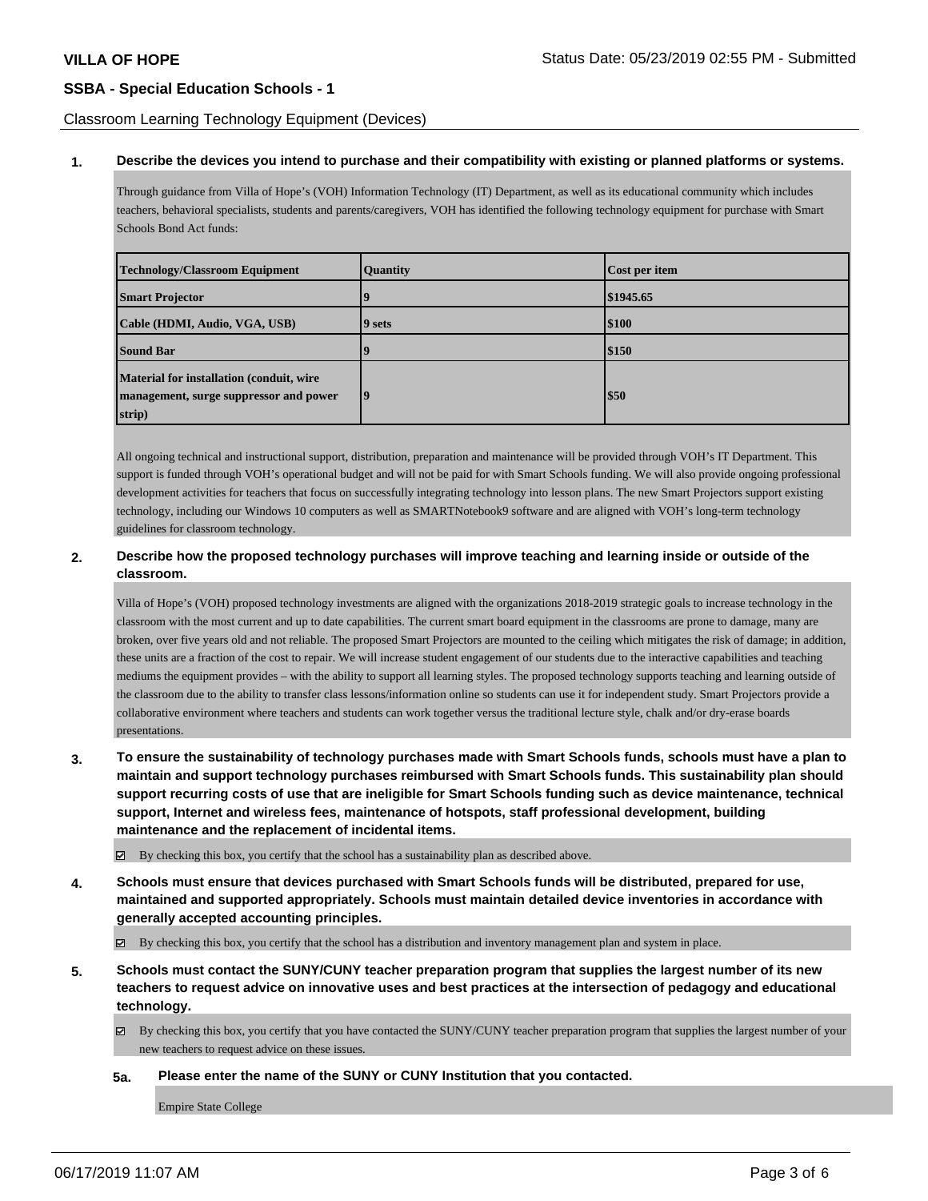## Classroom Learning Technology Equipment (Devices)

**1. Describe the devices you intend to purchase and their compatibility with existing or planned platforms or systems.**

Through guidance from Villa of Hope's (VOH) Information Technology (IT) Department, as well as its educational community which includes teachers, behavioral specialists, students and parents/caregivers, VOH has identified the following technology equipment for purchase with Smart Schools Bond Act funds:

| Technology/Classroom Equipment | Quantity | Cost per item |
|---|---|---|
| Smart Projector | 9 | $1945.65 |
| Cable (HDMI, Audio, VGA, USB) | 9 sets | $100 |
| Sound Bar | 9 | $150 |
| Material for installation (conduit, wire management, surge suppressor and power strip) | 9 | $50 |

All ongoing technical and instructional support, distribution, preparation and maintenance will be provided through VOH's IT Department. This support is funded through VOH's operational budget and will not be paid for with Smart Schools funding. We will also provide ongoing professional development activities for teachers that focus on successfully integrating technology into lesson plans. The new Smart Projectors support existing technology, including our Windows 10 computers as well as SMARTNotebook9 software and are aligned with VOH's long-term technology guidelines for classroom technology.

**2. Describe how the proposed technology purchases will improve teaching and learning inside or outside of the classroom.**

Villa of Hope's (VOH) proposed technology investments are aligned with the organizations 2018-2019 strategic goals to increase technology in the classroom with the most current and up to date capabilities. The current smart board equipment in the classrooms are prone to damage, many are broken, over five years old and not reliable. The proposed Smart Projectors are mounted to the ceiling which mitigates the risk of damage; in addition, these units are a fraction of the cost to repair. We will increase student engagement of our students due to the interactive capabilities and teaching mediums the equipment provides – with the ability to support all learning styles. The proposed technology supports teaching and learning outside of the classroom due to the ability to transfer class lessons/information online so students can use it for independent study. Smart Projectors provide a collaborative environment where teachers and students can work together versus the traditional lecture style, chalk and/or dry-erase boards presentations.

**3. To ensure the sustainability of technology purchases made with Smart Schools funds, schools must have a plan to maintain and support technology purchases reimbursed with Smart Schools funds. This sustainability plan should support recurring costs of use that are ineligible for Smart Schools funding such as device maintenance, technical support, Internet and wireless fees, maintenance of hotspots, staff professional development, building maintenance and the replacement of incidental items.**

☑ By checking this box, you certify that the school has a sustainability plan as described above.

**4. Schools must ensure that devices purchased with Smart Schools funds will be distributed, prepared for use, maintained and supported appropriately. Schools must maintain detailed device inventories in accordance with generally accepted accounting principles.**

☑ By checking this box, you certify that the school has a distribution and inventory management plan and system in place.

**5. Schools must contact the SUNY/CUNY teacher preparation program that supplies the largest number of its new teachers to request advice on innovative uses and best practices at the intersection of pedagogy and educational technology.**

☑ By checking this box, you certify that you have contacted the SUNY/CUNY teacher preparation program that supplies the largest number of your new teachers to request advice on these issues.

**5a. Please enter the name of the SUNY or CUNY Institution that you contacted.**

Empire State College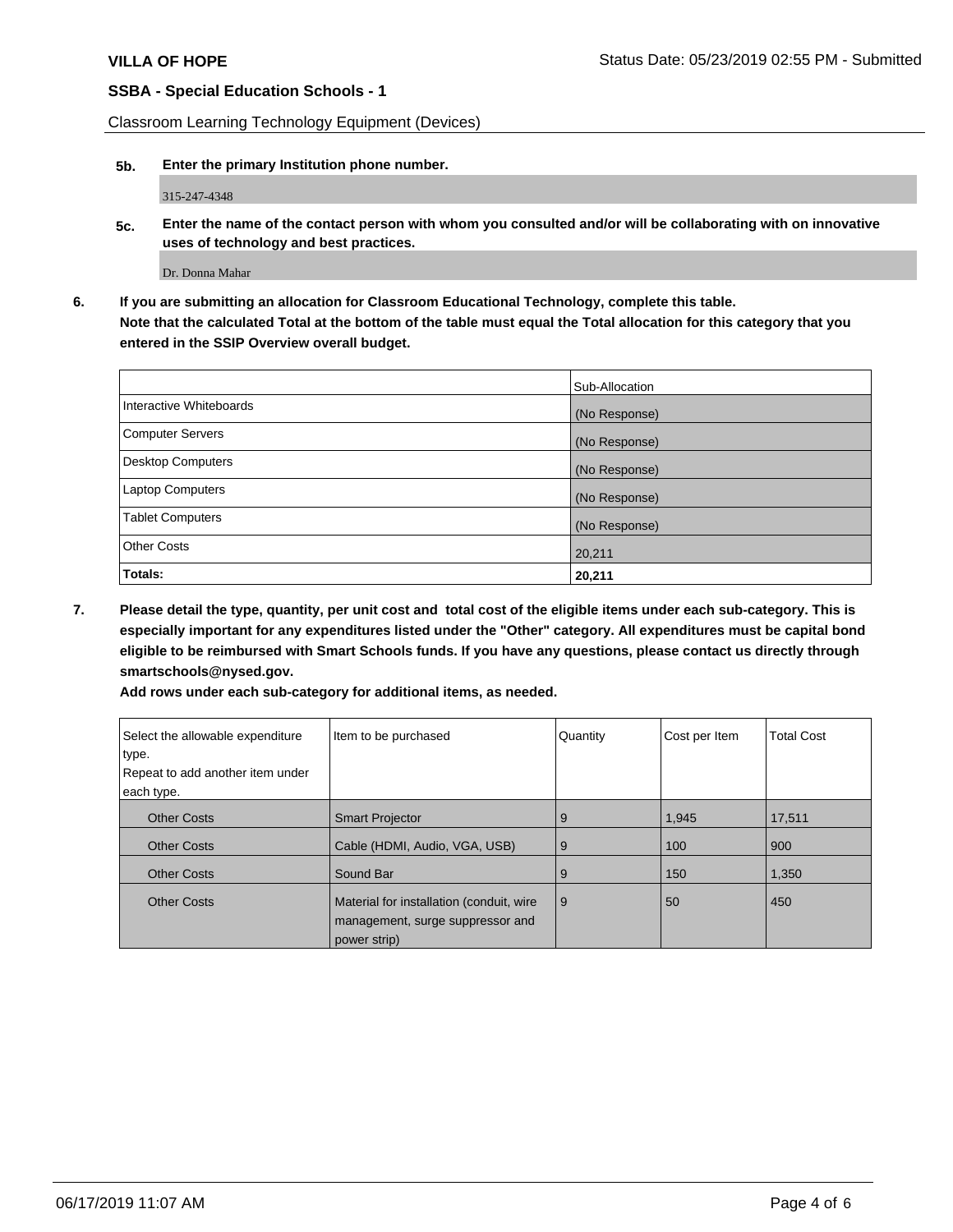Classroom Learning Technology Equipment (Devices)

**5b. Enter the primary Institution phone number.**

315-247-4348

**5c. Enter the name of the contact person with whom you consulted and/or will be collaborating with on innovative uses of technology and best practices.**

Dr. Donna Mahar

**6. If you are submitting an allocation for Classroom Educational Technology, complete this table.**
**Note that the calculated Total at the bottom of the table must equal the Total allocation for this category that you entered in the SSIP Overview overall budget.**

| | Sub-Allocation |
|---|---|
| Interactive Whiteboards | (No Response) |
| Computer Servers | (No Response) |
| Desktop Computers | (No Response) |
| Laptop Computers | (No Response) |
| Tablet Computers | (No Response) |
| Other Costs | 20,211 |
| **Totals:** | **20,211** |

**7. Please detail the type, quantity, per unit cost and total cost of the eligible items under each sub-category. This is especially important for any expenditures listed under the "Other" category. All expenditures must be capital bond eligible to be reimbursed with Smart Schools funds. If you have any questions, please contact us directly through smartschools@nysed.gov.**
**Add rows under each sub-category for additional items, as needed.**

| Select the allowable expenditure type. Repeat to add another item under each type. | Item to be purchased | Quantity | Cost per Item | Total Cost |
|---|---|---|---|---|
| Other Costs | Smart Projector | 9 | 1,945 | 17,511 |
| Other Costs | Cable (HDMI, Audio, VGA, USB) | 9 | 100 | 900 |
| Other Costs | Sound Bar | 9 | 150 | 1,350 |
| Other Costs | Material for installation (conduit, wire management, surge suppressor and power strip) | 9 | 50 | 450 |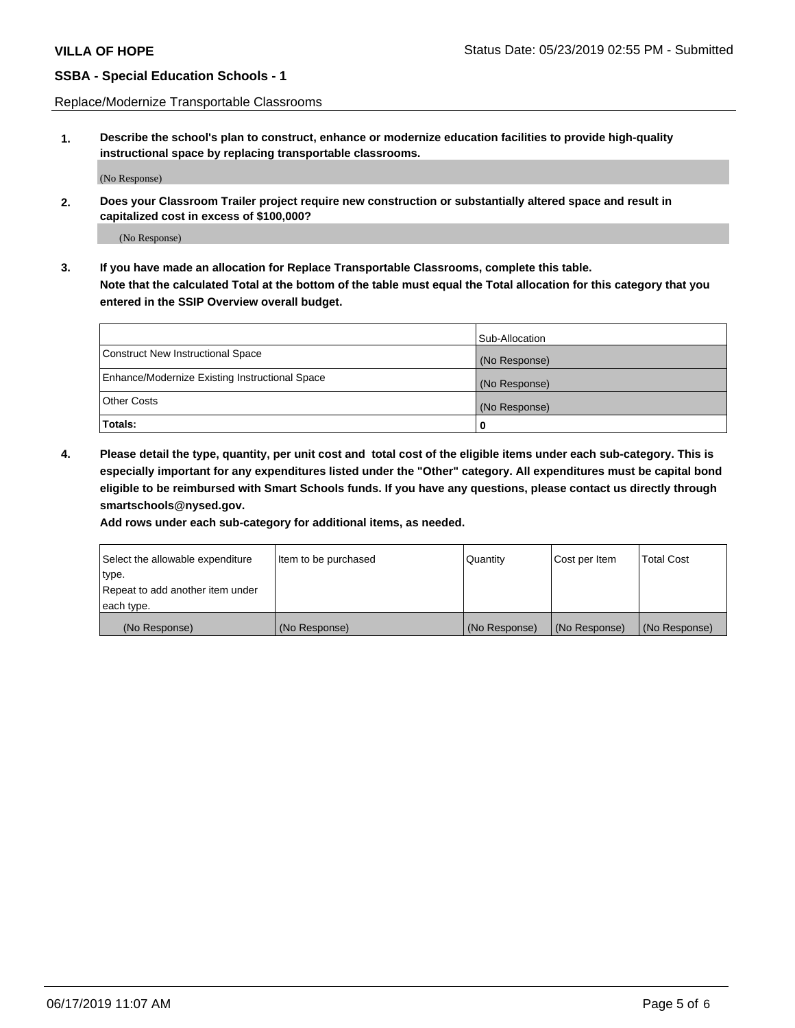Replace/Modernize Transportable Classrooms

**1. Describe the school's plan to construct, enhance or modernize education facilities to provide high-quality instructional space by replacing transportable classrooms.**

(No Response)

**2. Does your Classroom Trailer project require new construction or substantially altered space and result in capitalized cost in excess of $100,000?**

(No Response)

**3. If you have made an allocation for Replace Transportable Classrooms, complete this table. Note that the calculated Total at the bottom of the table must equal the Total allocation for this category that you entered in the SSIP Overview overall budget.**

| | Sub-Allocation |
|---|---|
| Construct New Instructional Space | (No Response) |
| Enhance/Modernize Existing Instructional Space | (No Response) |
| Other Costs | (No Response) |
| **Totals:** | **0** |

**4. Please detail the type, quantity, per unit cost and total cost of the eligible items under each sub-category. This is especially important for any expenditures listed under the "Other" category. All expenditures must be capital bond eligible to be reimbursed with Smart Schools funds. If you have any questions, please contact us directly through smartschools@nysed.gov.**

**Add rows under each sub-category for additional items, as needed.**

| Select the allowable expenditure type. Repeat to add another item under each type. | Item to be purchased | Quantity | Cost per Item | Total Cost |
|---|---|---|---|---|
| (No Response) | (No Response) | (No Response) | (No Response) | (No Response) |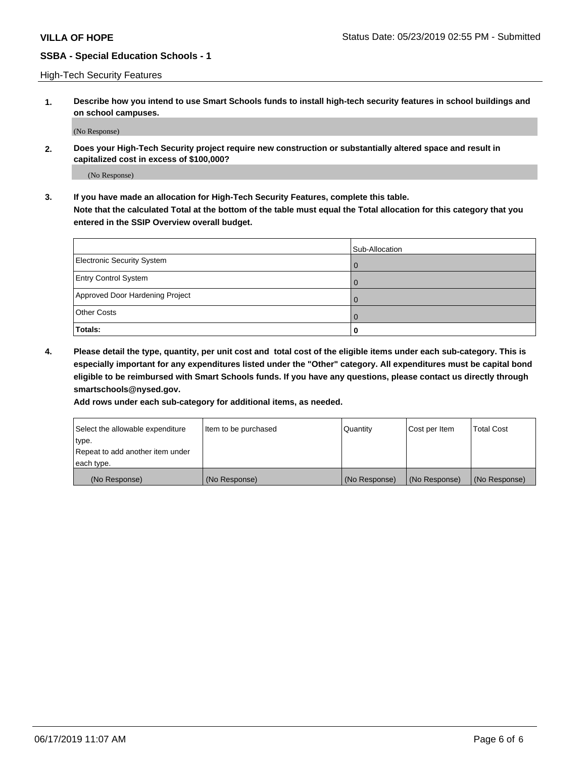High-Tech Security Features

**1. Describe how you intend to use Smart Schools funds to install high-tech security features in school buildings and on school campuses.**

(No Response)

**2. Does your High-Tech Security project require new construction or substantially altered space and result in capitalized cost in excess of $100,000?**

(No Response)

**3. If you have made an allocation for High-Tech Security Features, complete this table.**
**Note that the calculated Total at the bottom of the table must equal the Total allocation for this category that you entered in the SSIP Overview overall budget.**

| | Sub-Allocation |
|---|---|
| Electronic Security System | 0 |
| Entry Control System | 0 |
| Approved Door Hardening Project | 0 |
| Other Costs | 0 |
| **Totals:** | **0** |

**4. Please detail the type, quantity, per unit cost and total cost of the eligible items under each sub-category. This is especially important for any expenditures listed under the "Other" category. All expenditures must be capital bond eligible to be reimbursed with Smart Schools funds. If you have any questions, please contact us directly through smartschools@nysed.gov.**

**Add rows under each sub-category for additional items, as needed.**

| Select the allowable expenditure type. Repeat to add another item under each type. | Item to be purchased | Quantity | Cost per Item | Total Cost |
|---|---|---|---|---|
| (No Response) | (No Response) | (No Response) | (No Response) | (No Response) |